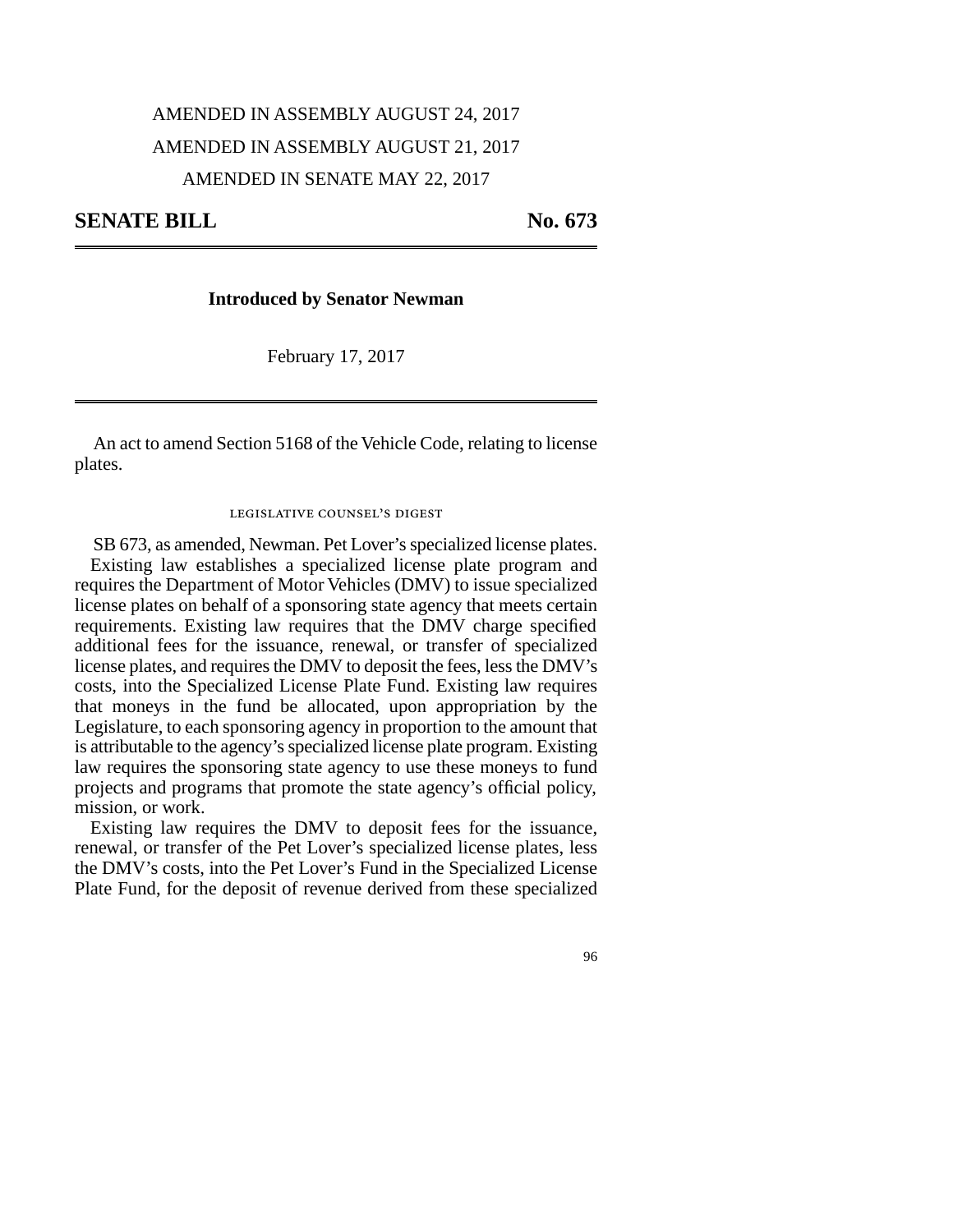AMENDED IN ASSEMBLY AUGUST 24, 2017

AMENDED IN ASSEMBLY AUGUST 21, 2017

AMENDED IN SENATE MAY 22, 2017

**SENATE BILL No. 673**

---

**Introduced by Senator Newman**

February 17, 2017

---

An act to amend Section 5168 of the Vehicle Code, relating to license plates.

legislative counsel's digest

SB 673, as amended, Newman. Pet Lover's specialized license plates.

Existing law establishes a specialized license plate program and requires the Department of Motor Vehicles (DMV) to issue specialized license plates on behalf of a sponsoring state agency that meets certain requirements. Existing law requires that the DMV charge specified additional fees for the issuance, renewal, or transfer of specialized license plates, and requires the DMV to deposit the fees, less the DMV's costs, into the Specialized License Plate Fund. Existing law requires that moneys in the fund be allocated, upon appropriation by the Legislature, to each sponsoring agency in proportion to the amount that is attributable to the agency's specialized license plate program. Existing law requires the sponsoring state agency to use these moneys to fund projects and programs that promote the state agency's official policy, mission, or work.

Existing law requires the DMV to deposit fees for the issuance, renewal, or transfer of the Pet Lover's specialized license plates, less the DMV's costs, into the Pet Lover's Fund in the Specialized License Plate Fund, for the deposit of revenue derived from these specialized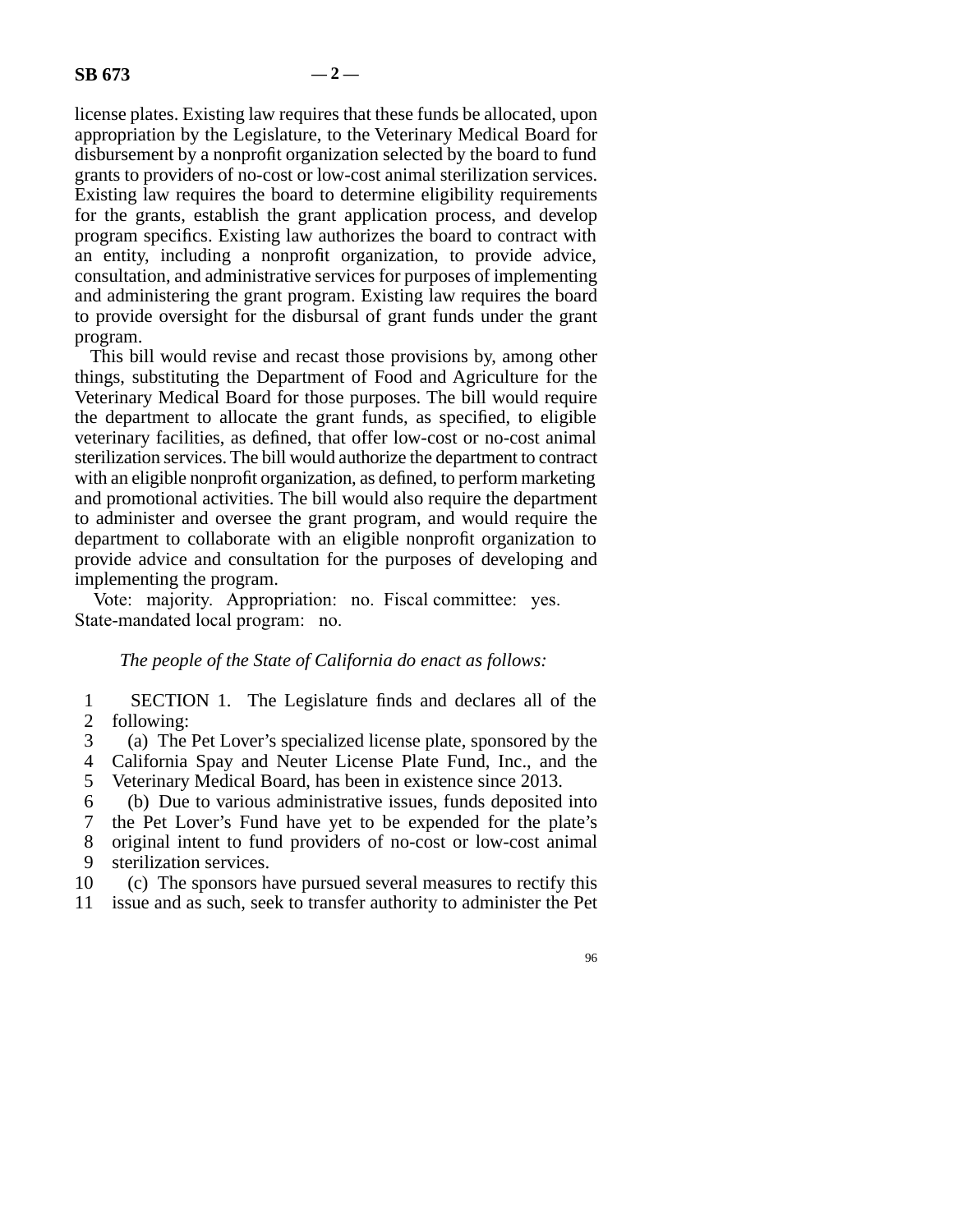license plates. Existing law requires that these funds be allocated, upon appropriation by the Legislature, to the Veterinary Medical Board for disbursement by a nonprofit organization selected by the board to fund grants to providers of no-cost or low-cost animal sterilization services. Existing law requires the board to determine eligibility requirements for the grants, establish the grant application process, and develop program specifics. Existing law authorizes the board to contract with an entity, including a nonprofit organization, to provide advice, consultation, and administrative services for purposes of implementing and administering the grant program. Existing law requires the board to provide oversight for the disbursal of grant funds under the grant program.

This bill would revise and recast those provisions by, among other things, substituting the Department of Food and Agriculture for the Veterinary Medical Board for those purposes. The bill would require the department to allocate the grant funds, as specified, to eligible veterinary facilities, as defined, that offer low-cost or no-cost animal sterilization services. The bill would authorize the department to contract with an eligible nonprofit organization, as defined, to perform marketing and promotional activities. The bill would also require the department to administer and oversee the grant program, and would require the department to collaborate with an eligible nonprofit organization to provide advice and consultation for the purposes of developing and implementing the program.

Vote: majority. Appropriation: no. Fiscal committee: yes. State-mandated local program: no.

*The people of the State of California do enact as follows:*

1 SECTION 1. The Legislature finds and declares all of the
2 following:
3 (a) The Pet Lover's specialized license plate, sponsored by the
4 California Spay and Neuter License Plate Fund, Inc., and the
5 Veterinary Medical Board, has been in existence since 2013.
6 (b) Due to various administrative issues, funds deposited into
7 the Pet Lover's Fund have yet to be expended for the plate's
8 original intent to fund providers of no-cost or low-cost animal
9 sterilization services.
10 (c) The sponsors have pursued several measures to rectify this
11 issue and as such, seek to transfer authority to administer the Pet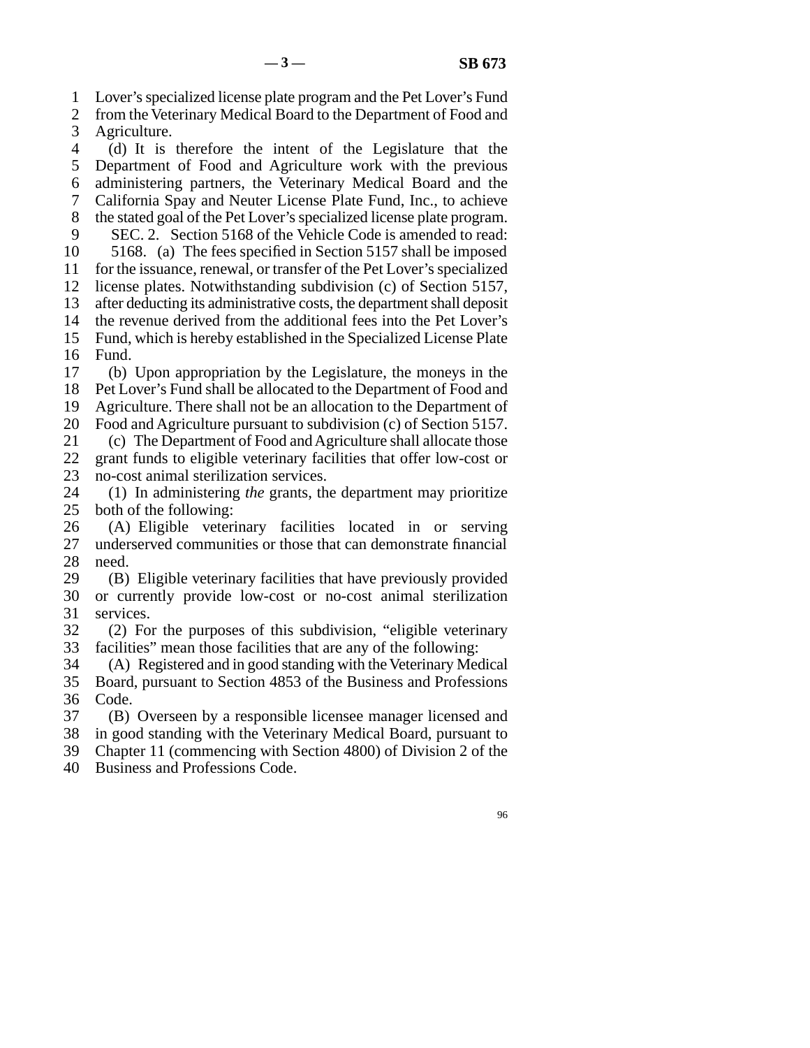Lover's specialized license plate program and the Pet Lover's Fund from the Veterinary Medical Board to the Department of Food and Agriculture.

(d) It is therefore the intent of the Legislature that the Department of Food and Agriculture work with the previous administering partners, the Veterinary Medical Board and the California Spay and Neuter License Plate Fund, Inc., to achieve the stated goal of the Pet Lover's specialized license plate program.

SEC. 2. Section 5168 of the Vehicle Code is amended to read:

5168. (a) The fees specified in Section 5157 shall be imposed for the issuance, renewal, or transfer of the Pet Lover's specialized license plates. Notwithstanding subdivision (c) of Section 5157, after deducting its administrative costs, the department shall deposit the revenue derived from the additional fees into the Pet Lover's Fund, which is hereby established in the Specialized License Plate Fund.

(b) Upon appropriation by the Legislature, the moneys in the Pet Lover's Fund shall be allocated to the Department of Food and Agriculture. There shall not be an allocation to the Department of Food and Agriculture pursuant to subdivision (c) of Section 5157.

(c) The Department of Food and Agriculture shall allocate those grant funds to eligible veterinary facilities that offer low-cost or no-cost animal sterilization services.

(1) In administering *the* grants, the department may prioritize both of the following:

(A) Eligible veterinary facilities located in or serving underserved communities or those that can demonstrate financial need.

(B) Eligible veterinary facilities that have previously provided or currently provide low-cost or no-cost animal sterilization services.

(2) For the purposes of this subdivision, "eligible veterinary facilities" mean those facilities that are any of the following:

(A) Registered and in good standing with the Veterinary Medical Board, pursuant to Section 4853 of the Business and Professions Code.

(B) Overseen by a responsible licensee manager licensed and in good standing with the Veterinary Medical Board, pursuant to Chapter 11 (commencing with Section 4800) of Division 2 of the Business and Professions Code.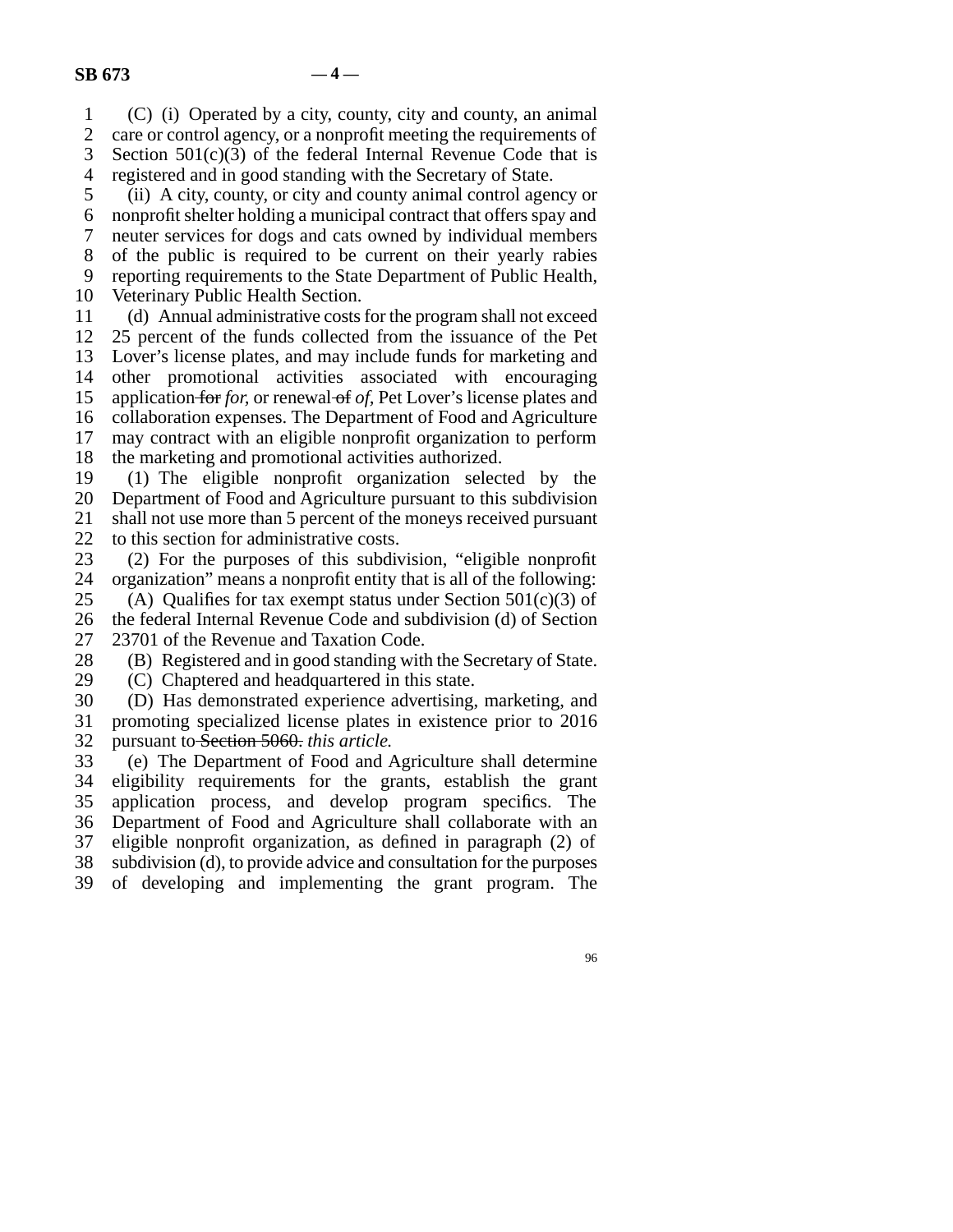(C) (i) Operated by a city, county, city and county, an animal care or control agency, or a nonprofit meeting the requirements of Section 501(c)(3) of the federal Internal Revenue Code that is registered and in good standing with the Secretary of State.

(ii) A city, county, or city and county animal control agency or nonprofit shelter holding a municipal contract that offers spay and neuter services for dogs and cats owned by individual members of the public is required to be current on their yearly rabies reporting requirements to the State Department of Public Health, Veterinary Public Health Section.

(d) Annual administrative costs for the program shall not exceed 25 percent of the funds collected from the issuance of the Pet Lover's license plates, and may include funds for marketing and other promotional activities associated with encouraging application ~~for~~ *for,* or renewal ~~of~~ *of,* Pet Lover's license plates and collaboration expenses. The Department of Food and Agriculture may contract with an eligible nonprofit organization to perform the marketing and promotional activities authorized.

(1) The eligible nonprofit organization selected by the Department of Food and Agriculture pursuant to this subdivision shall not use more than 5 percent of the moneys received pursuant to this section for administrative costs.

(2) For the purposes of this subdivision, "eligible nonprofit organization" means a nonprofit entity that is all of the following:

(A) Qualifies for tax exempt status under Section 501(c)(3) of the federal Internal Revenue Code and subdivision (d) of Section 23701 of the Revenue and Taxation Code.

(B) Registered and in good standing with the Secretary of State.

(C) Chaptered and headquartered in this state.

(D) Has demonstrated experience advertising, marketing, and promoting specialized license plates in existence prior to 2016 pursuant to ~~Section 5060.~~ *this article.*

(e) The Department of Food and Agriculture shall determine eligibility requirements for the grants, establish the grant application process, and develop program specifics. The Department of Food and Agriculture shall collaborate with an eligible nonprofit organization, as defined in paragraph (2) of subdivision (d), to provide advice and consultation for the purposes of developing and implementing the grant program. The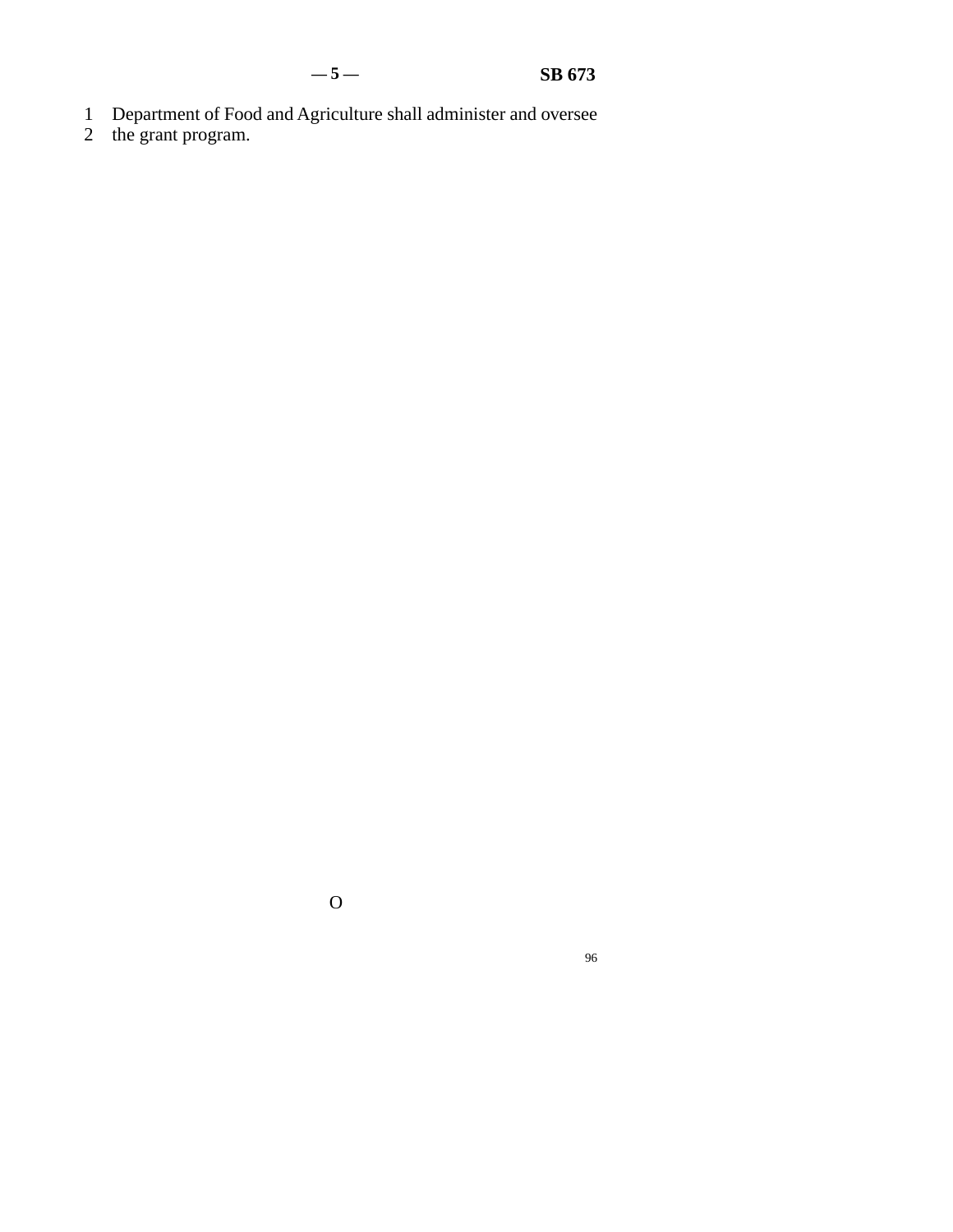Department of Food and Agriculture shall administer and oversee the grant program.

O